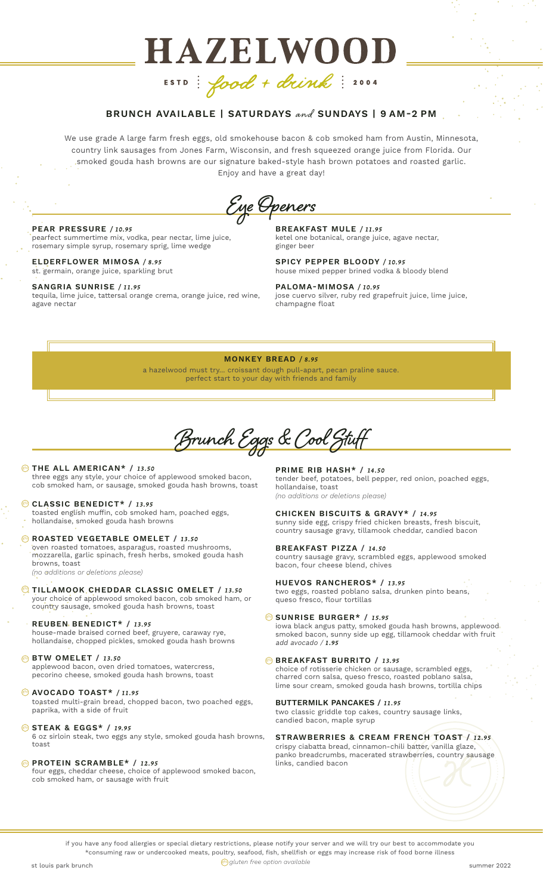# HAZELWOOD

ESTD | *food + drink* | 2004

## BRUNCH AVAILABLE | SATURDAYS *and* SUNDAYS | 9 AM-2 PM

We use grade A large farm fresh eggs, old smokehouse bacon & cob smoked ham from Austin, Minnesota, country link sausages from Jones Farm, Wisconsin, and fresh squeezed orange juice from Florida. Our smoked gouda hash browns are our signature baked-style hash brown potatoes and roasted garlic. Enjoy and have a great day!

## Eye Openers

**PEAR PRESSURE / *10.95***
pearfect summertime mix, vodka, pear nectar, lime juice, rosemary simple syrup, rosemary sprig, lime wedge

**ELDERFLOWER MIMOSA / *8.95***
st. germain, orange juice, sparkling brut

**SANGRIA SUNRISE / *11.95***
tequila, lime juice, tattersal orange crema, orange juice, red wine, agave nectar

**BREAKFAST MULE / *11.95***
ketel one botanical, orange juice, agave nectar, ginger beer

**SPICY PEPPER BLOODY / *10.95***
house mixed pepper brined vodka & bloody blend

**PALOMA-MIMOSA / *10.95***
jose cuervo silver, ruby red grapefruit juice, lime juice, champagne float

**MONKEY BREAD / *8.95***
a hazelwood must try... croissant dough pull-apart, pecan praline sauce. perfect start to your day with friends and family

## Brunch Eggs & Cool Stuff

**THE ALL AMERICAN* / *13.50*** (GF)
three eggs any style, your choice of applewood smoked bacon, cob smoked ham, or sausage, smoked gouda hash browns, toast

**CLASSIC BENEDICT* / *13.95*** (GF)
toasted english muffin, cob smoked ham, poached eggs, hollandaise, smoked gouda hash browns

**ROASTED VEGETABLE OMELET / *13.50*** (GF)
oven roasted tomatoes, asparagus, roasted mushrooms, mozzarella, garlic spinach, fresh herbs, smoked gouda hash browns, toast
*(no additions or deletions please)*

**TILLAMOOK CHEDDAR CLASSIC OMELET / *13.50*** (GF)
your choice of applewood smoked bacon, cob smoked ham, or country sausage, smoked gouda hash browns, toast

**REUBEN BENEDICT* / *13.95***
house-made braised corned beef, gruyere, caraway rye, hollandaise, chopped pickles, smoked gouda hash browns

**BTW OMELET / *13.50*** (GF)
applewood bacon, oven dried tomatoes, watercress, pecorino cheese, smoked gouda hash browns, toast

**AVOCADO TOAST* / *11.95*** (GF)
toasted multi-grain bread, chopped bacon, two poached eggs, paprika, with a side of fruit

**STEAK & EGGS* / *19.95*** (GF)
6 oz sirloin steak, two eggs any style, smoked gouda hash browns, toast

**PROTEIN SCRAMBLE* / *12.95*** (GF)
four eggs, cheddar cheese, choice of applewood smoked bacon, cob smoked ham, or sausage with fruit

**PRIME RIB HASH* / *14.50***
tender beef, potatoes, bell pepper, red onion, poached eggs, hollandaise, toast
*(no additions or deletions please)*

**CHICKEN BISCUITS & GRAVY* / *14.95***
sunny side egg, crispy fried chicken breasts, fresh biscuit, country sausage gravy, tillamook cheddar, candied bacon

**BREAKFAST PIZZA / *14.50***
country sausage gravy, scrambled eggs, applewood smoked bacon, four cheese blend, chives

**HUEVOS RANCHEROS* / *13.95***
two eggs, roasted poblano salsa, drunken pinto beans, queso fresco, flour tortillas

**SUNRISE BURGER* / *15.95*** (GF)
iowa black angus patty, smoked gouda hash browns, applewood smoked bacon, sunny side up egg, tillamook cheddar with fruit
*add avocado / **1.95***

**BREAKFAST BURRITO / *13.95*** (GF)
choice of rotisserie chicken or sausage, scrambled eggs, charred corn salsa, queso fresco, roasted poblano salsa, lime sour cream, smoked gouda hash browns, tortilla chips

**BUTTERMILK PANCAKES / *11.95***
two classic griddle top cakes, country sausage links, candied bacon, maple syrup

**STRAWBERRIES & CREAM FRENCH TOAST / *12.95***
crispy ciabatta bread, cinnamon-chili batter, vanilla glaze, panko breadcrumbs, macerated strawberries, country sausage links, candied bacon

if you have any food allergies or special dietary restrictions, please notify your server and we will try our best to accommodate you
*consuming raw or undercooked meats, poultry, seafood, fish, shellfish or eggs may increase risk of food borne illness

st louis park brunch | (GF) *gluten free option available* | summer 2022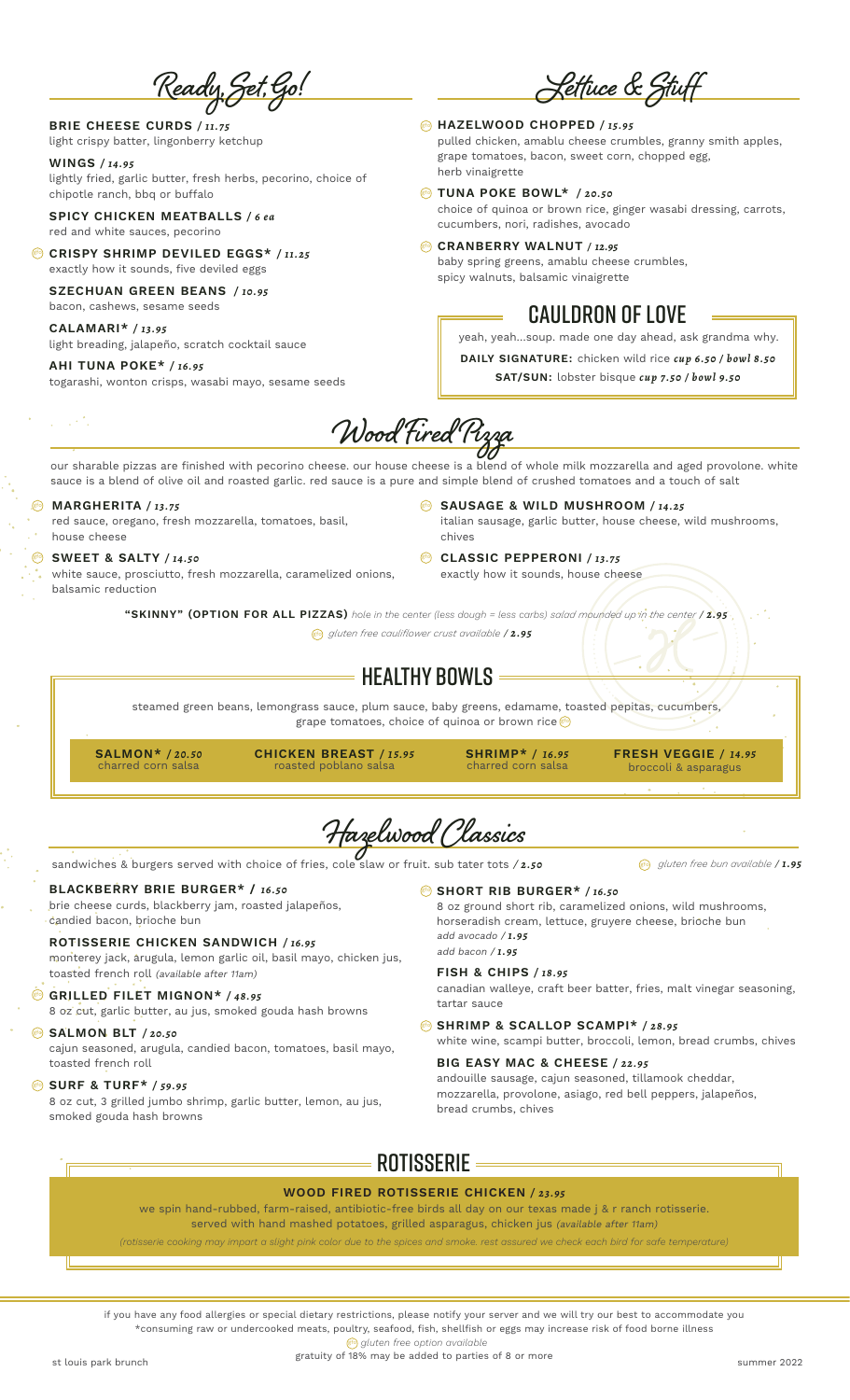## Ready, Set, Go!

**BRIE CHEESE CURDS** / *11.75*
light crispy batter, lingonberry ketchup

**WINGS** / *14.95*
lightly fried, garlic butter, fresh herbs, pecorino, choice of chipotle ranch, bbq or buffalo

**SPICY CHICKEN MEATBALLS** / *6 ea*
red and white sauces, pecorino

(gf) **CRISPY SHRIMP DEVILED EGGS*** / *11.25*
exactly how it sounds, five deviled eggs

**SZECHUAN GREEN BEANS** / *10.95*
bacon, cashews, sesame seeds

**CALAMARI*** / *13.95*
light breading, jalapeño, scratch cocktail sauce

**AHI TUNA POKE*** / *16.95*
togarashi, wonton crisps, wasabi mayo, sesame seeds

## Lettuce & Stuff

(gf) **HAZELWOOD CHOPPED** / *15.95*
pulled chicken, amablu cheese crumbles, granny smith apples, grape tomatoes, bacon, sweet corn, chopped egg, herb vinaigrette

(gf) **TUNA POKE BOWL*** / *20.50*
choice of quinoa or brown rice, ginger wasabi dressing, carrots, cucumbers, nori, radishes, avocado

(gf) **CRANBERRY WALNUT** / *12.95*
baby spring greens, amablu cheese crumbles, spicy walnuts, balsamic vinaigrette

## CAULDRON OF LOVE

yeah, yeah...soup. made one day ahead, ask grandma why.

**DAILY SIGNATURE:** chicken wild rice *cup 6.50 / bowl 8.50*

**SAT/SUN:** lobster bisque *cup 7.50 / bowl 9.50*

## Wood Fired Pizza

our sharable pizzas are finished with pecorino cheese. our house cheese is a blend of whole milk mozzarella and aged provolone. white sauce is a blend of olive oil and roasted garlic. red sauce is a pure and simple blend of crushed tomatoes and a touch of salt

(gf) **MARGHERITA** / *13.75*
red sauce, oregano, fresh mozzarella, tomatoes, basil, house cheese

(gf) **SWEET & SALTY** / *14.50*
white sauce, prosciutto, fresh mozzarella, caramelized onions, balsamic reduction

(gf) **SAUSAGE & WILD MUSHROOM** / *14.25*
italian sausage, garlic butter, house cheese, wild mushrooms, chives

(gf) **CLASSIC PEPPERONI** / *13.75*
exactly how it sounds, house cheese

**"SKINNY" (OPTION FOR ALL PIZZAS)** *hole in the center (less dough = less carbs) salad mounded up in the center* / ***2.95***

(gf) *gluten free cauliflower crust available* / ***2.95***

## HEALTHY BOWLS

steamed green beans, lemongrass sauce, plum sauce, baby greens, edamame, toasted pepitas, cucumbers, grape tomatoes, choice of quinoa or brown rice (gf)

**SALMON*** / *20.50*
charred corn salsa

**CHICKEN BREAST** / *15.95*
roasted poblano salsa

**SHRIMP*** / *16.95*
charred corn salsa

**FRESH VEGGIE** / *14.95*
broccoli & asparagus

## Hazelwood Classics

sandwiches & burgers served with choice of fries, cole slaw or fruit. sub tater tots / ***2.50***

(gf) *gluten free bun available* / ***1.95***

**BLACKBERRY BRIE BURGER*** / *16.50*
brie cheese curds, blackberry jam, roasted jalapeños, candied bacon, brioche bun

**ROTISSERIE CHICKEN SANDWICH** / *16.95*
monterey jack, arugula, lemon garlic oil, basil mayo, chicken jus, toasted french roll *(available after 11am)*

(gf) **GRILLED FILET MIGNON*** / *48.95*
8 oz cut, garlic butter, au jus, smoked gouda hash browns

(gf) **SALMON BLT** / *20.50*
cajun seasoned, arugula, candied bacon, tomatoes, basil mayo, toasted french roll

(gf) **SURF & TURF*** / *59.95*
8 oz cut, 3 grilled jumbo shrimp, garlic butter, lemon, au jus, smoked gouda hash browns

(gf) **SHORT RIB BURGER*** / *16.50*
8 oz ground short rib, caramelized onions, wild mushrooms, horseradish cream, lettuce, gruyere cheese, brioche bun
*add avocado* / ***1.95***
*add bacon* / ***1.95***

**FISH & CHIPS** / *18.95*
canadian walleye, craft beer batter, fries, malt vinegar seasoning, tartar sauce

(gf) **SHRIMP & SCALLOP SCAMPI*** / *28.95*
white wine, scampi butter, broccoli, lemon, bread crumbs, chives

**BIG EASY MAC & CHEESE** / *22.95*
andouille sausage, cajun seasoned, tillamook cheddar, mozzarella, provolone, asiago, red bell peppers, jalapeños, bread crumbs, chives

## ROTISSERIE

**WOOD FIRED ROTISSERIE CHICKEN** / *23.95*

we spin hand-rubbed, farm-raised, antibiotic-free birds all day on our texas made j & r ranch rotisserie. served with hand mashed potatoes, grilled asparagus, chicken jus *(available after 11am)*

*(rotisserie cooking may impart a slight pink color due to the spices and smoke. rest assured we check each bird for safe temperature)*

---

if you have any food allergies or special dietary restrictions, please notify your server and we will try our best to accommodate you

*consuming raw or undercooked meats, poultry, seafood, fish, shellfish or eggs may increase risk of food borne illness

(gf) *gluten free option available*

gratuity of 18% may be added to parties of 8 or more

st louis park brunch

summer 2022